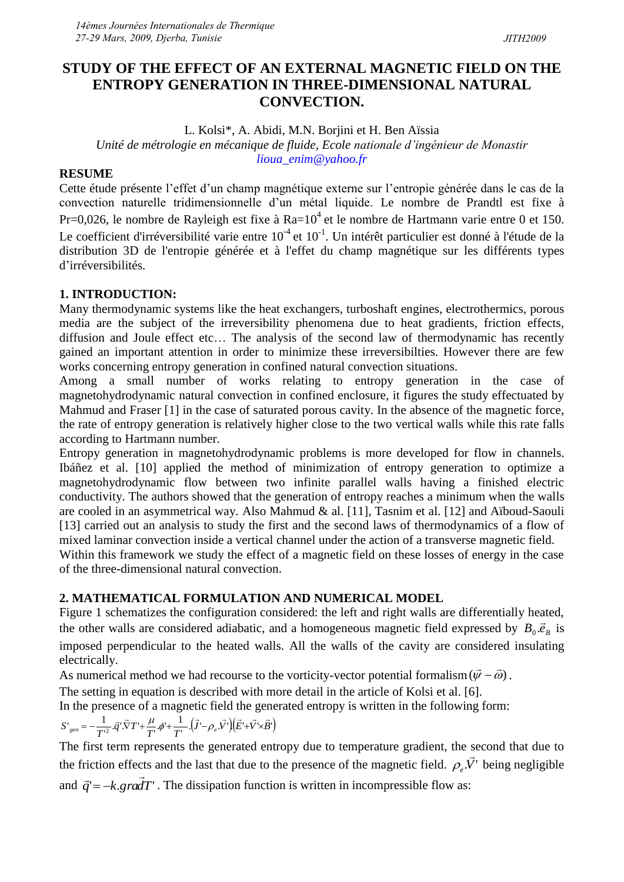# STUDY OF THE EFFECT OF AN EXTERNAL MAGNETIC FIELD ON THE ENTROPY GENERATION IN THREE-DIMENSIONAL NATURAL CONVECTION.

L. Kolsi*, A. Abidi, M.N. Borjini et H. Ben Aïssia

*Unité de métrologie en mécanique de fluide, Ecole nationale d'ingénieur de Monastir*

lioua_enim@yahoo.fr

## RESUME

Cette étude présente l'effet d'un champ magnétique externe sur l'entropie générée dans le cas de la convection naturelle tridimensionnelle d'un métal liquide. Le nombre de Prandtl est fixe à Pr=0,026, le nombre de Rayleigh est fixe à Ra=$10^4$ et le nombre de Hartmann varie entre 0 et 150. Le coefficient d'irréversibilité varie entre $10^{-4}$ et $10^{-1}$. Un intérêt particulier est donné à l'étude de la distribution 3D de l'entropie générée et à l'effet du champ magnétique sur les différents types d'irréversibilités.

## 1. INTRODUCTION:

Many thermodynamic systems like the heat exchangers, turboshaft engines, electrothermics, porous media are the subject of the irreversibility phenomena due to heat gradients, friction effects, diffusion and Joule effect etc… The analysis of the second law of thermodynamic has recently gained an important attention in order to minimize these irreversibilties. However there are few works concerning entropy generation in confined natural convection situations.

Among a small number of works relating to entropy generation in the case of magnetohydrodynamic natural convection in confined enclosure, it figures the study effectuated by Mahmud and Fraser [1] in the case of saturated porous cavity. In the absence of the magnetic force, the rate of entropy generation is relatively higher close to the two vertical walls while this rate falls according to Hartmann number.

Entropy generation in magnetohydrodynamic problems is more developed for flow in channels. Ibáñez et al. [10] applied the method of minimization of entropy generation to optimize a magnetohydrodynamic flow between two infinite parallel walls having a finished electric conductivity. The authors showed that the generation of entropy reaches a minimum when the walls are cooled in an asymmetrical way. Also Mahmud & al. [11], Tasnim et al. [12] and Aïboud-Saouli [13] carried out an analysis to study the first and the second laws of thermodynamics of a flow of mixed laminar convection inside a vertical channel under the action of a transverse magnetic field.

Within this framework we study the effect of a magnetic field on these losses of energy in the case of the three-dimensional natural convection.

## 2. MATHEMATICAL FORMULATION AND NUMERICAL MODEL

Figure 1 schematizes the configuration considered: the left and right walls are differentially heated, the other walls are considered adiabatic, and a homogeneous magnetic field expressed by $B_0.\vec{e}_B$ is imposed perpendicular to the heated walls. All the walls of the cavity are considered insulating electrically.

As numerical method we had recourse to the vorticity-vector potential formalism $(\vec{\psi}-\vec{\omega})$.

The setting in equation is described with more detail in the article of Kolsi et al. [6].

In the presence of a magnetic field the generated entropy is written in the following form:

$$S'_{gen} = -\frac{1}{T'^2}.\vec{q}'.\vec{\nabla}T' + \frac{\mu}{T'}.\phi' + \frac{1}{T'}.\left(\vec{J}' - \rho_e.\vec{V}'\right)\left(\vec{E}' + \vec{V}' \times \vec{B}'\right)$$

The first term represents the generated entropy due to temperature gradient, the second that due to the friction effects and the last that due to the presence of the magnetic field. $\rho_e.\vec{V}'$ being negligible and $\vec{q}' = -k.\vec{grad}T'$. The dissipation function is written in incompressible flow as: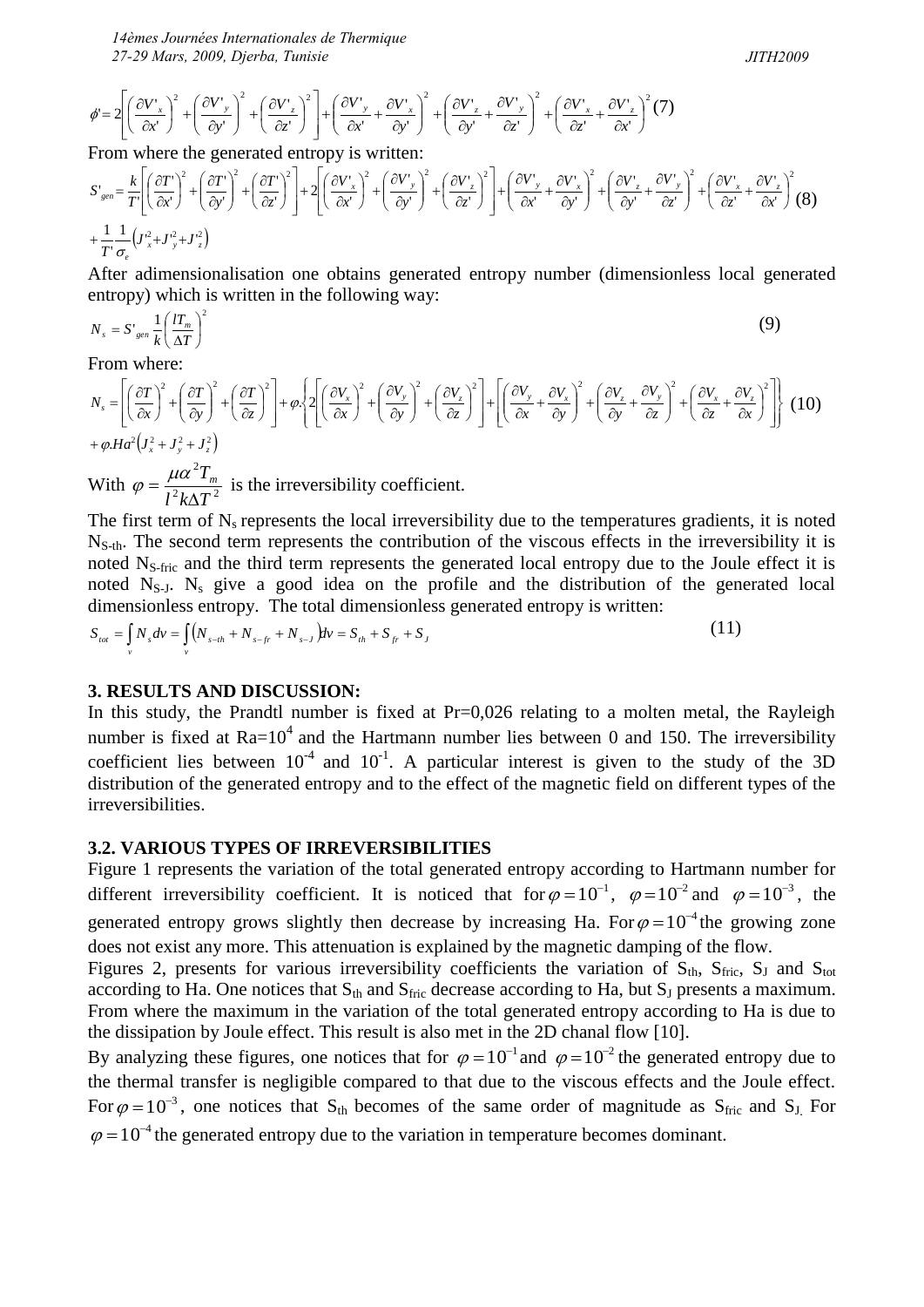$$\phi' = 2\left[\left(\frac{\partial V'_x}{\partial x'}\right)^2 + \left(\frac{\partial V'_y}{\partial y'}\right)^2 + \left(\frac{\partial V'_z}{\partial z'}\right)^2\right] + \left(\frac{\partial V'_y}{\partial x'} + \frac{\partial V'_x}{\partial y'}\right)^2 + \left(\frac{\partial V'_z}{\partial y'} + \frac{\partial V'_y}{\partial z'}\right)^2 + \left(\frac{\partial V'_x}{\partial z'} + \frac{\partial V'_z}{\partial x'}\right)^2 \quad (7)$$

From where the generated entropy is written:

$$S'_{gen} = \frac{k}{T'}\left[\left(\frac{\partial T'}{\partial x'}\right)^2 + \left(\frac{\partial T'}{\partial y'}\right)^2 + \left(\frac{\partial T'}{\partial z'}\right)^2\right] + 2\left[\left(\frac{\partial V'_x}{\partial x'}\right)^2 + \left(\frac{\partial V'_y}{\partial y'}\right)^2 + \left(\frac{\partial V'_z}{\partial z'}\right)^2\right] + \left(\frac{\partial V'_y}{\partial x'} + \frac{\partial V'_x}{\partial y'}\right)^2 + \left(\frac{\partial V'_z}{\partial y'} + \frac{\partial V'_y}{\partial z'}\right)^2 + \left(\frac{\partial V'_x}{\partial z'} + \frac{\partial V'_z}{\partial x'}\right)^2 \quad (8)$$

$$+ \frac{1}{T'}\frac{1}{\sigma_e}\left(J'^2_x + J'^2_y + J'^2_z\right)$$

After adimensionalisation one obtains generated entropy number (dimensionless local generated entropy) which is written in the following way:

$$N_s = S'_{gen}\frac{1}{k}\left(\frac{lT_m}{\Delta T}\right)^2 \quad (9)$$

From where:

$$N_s = \left[\left(\frac{\partial T}{\partial x}\right)^2 + \left(\frac{\partial T}{\partial y}\right)^2 + \left(\frac{\partial T}{\partial z}\right)^2\right] + \varphi.\left\{2\left[\left(\frac{\partial V_x}{\partial x}\right)^2 + \left(\frac{\partial V_y}{\partial y}\right)^2 + \left(\frac{\partial V_z}{\partial z}\right)^2\right] + \left[\left(\frac{\partial V_y}{\partial x} + \frac{\partial V_x}{\partial y}\right)^2 + \left(\frac{\partial V_z}{\partial y} + \frac{\partial V_y}{\partial z}\right)^2 + \left(\frac{\partial V_x}{\partial z} + \frac{\partial V_z}{\partial x}\right)^2\right]\right\} \quad (10)$$

$$+ \varphi.Ha^2\left(J_x^2 + J_y^2 + J_z^2\right)$$

With $\varphi = \frac{\mu\alpha^2 T_m}{l^2 k \Delta T^2}$ is the irreversibility coefficient.

The first term of $N_s$ represents the local irreversibility due to the temperatures gradients, it is noted $N_{S\text{-th}}$. The second term represents the contribution of the viscous effects in the irreversibility it is noted $N_{S\text{-fric}}$ and the third term represents the generated local entropy due to the Joule effect it is noted $N_{S\text{-J}}$. $N_s$ give a good idea on the profile and the distribution of the generated local dimensionless entropy. The total dimensionless generated entropy is written:

$$S_{tot} = \int_v N_s dv = \int_v \left(N_{s-th} + N_{s-fr} + N_{s-J}\right)dv = S_{th} + S_{fr} + S_J \quad (11)$$

## 3. RESULTS AND DISCUSSION:

In this study, the Prandtl number is fixed at Pr=0,026 relating to a molten metal, the Rayleigh number is fixed at $Ra=10^4$ and the Hartmann number lies between 0 and 150. The irreversibility coefficient lies between $10^{-4}$ and $10^{-1}$. A particular interest is given to the study of the 3D distribution of the generated entropy and to the effect of the magnetic field on different types of the irreversibilities.

## 3.2. VARIOUS TYPES OF IRREVERSIBILITIES

Figure 1 represents the variation of the total generated entropy according to Hartmann number for different irreversibility coefficient. It is noticed that for $\varphi = 10^{-1}$, $\varphi = 10^{-2}$ and $\varphi = 10^{-3}$, the generated entropy grows slightly then decrease by increasing Ha. For $\varphi = 10^{-4}$ the growing zone does not exist any more. This attenuation is explained by the magnetic damping of the flow.

Figures 2, presents for various irreversibility coefficients the variation of $S_{th}$, $S_{fric}$, $S_J$ and $S_{tot}$ according to Ha. One notices that $S_{th}$ and $S_{fric}$ decrease according to Ha, but $S_J$ presents a maximum. From where the maximum in the variation of the total generated entropy according to Ha is due to the dissipation by Joule effect. This result is also met in the 2D chanal flow [10].

By analyzing these figures, one notices that for $\varphi = 10^{-1}$ and $\varphi = 10^{-2}$ the generated entropy due to the thermal transfer is negligible compared to that due to the viscous effects and the Joule effect. For $\varphi = 10^{-3}$, one notices that $S_{th}$ becomes of the same order of magnitude as $S_{fric}$ and $S_J$. For $\varphi = 10^{-4}$ the generated entropy due to the variation in temperature becomes dominant.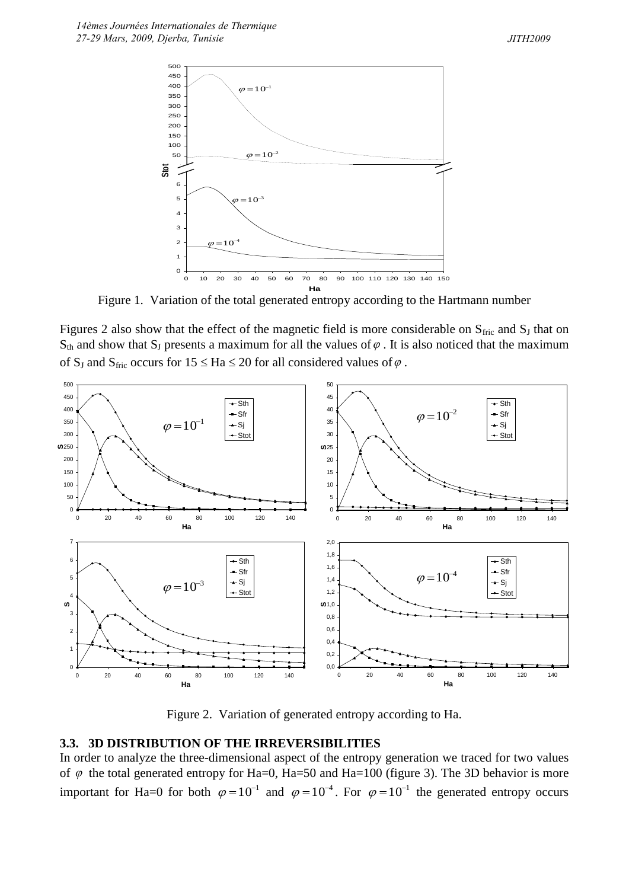Figure 1. Variation of the total generated entropy according to the Hartmann number

Figures 2 also show that the effect of the magnetic field is more considerable on $S_{fric}$ and $S_J$ that on $S_{th}$ and show that $S_J$ presents a maximum for all the values of $\varphi$. It is also noticed that the maximum of $S_J$ and $S_{fric}$ occurs for $15 \leq Ha \leq 20$ for all considered values of $\varphi$.

Figure 2. Variation of generated entropy according to Ha.

### 3.3. 3D DISTRIBUTION OF THE IRREVERSIBILITIES

In order to analyze the three-dimensional aspect of the entropy generation we traced for two values of $\varphi$ the total generated entropy for Ha=0, Ha=50 and Ha=100 (figure 3). The 3D behavior is more important for Ha=0 for both $\varphi = 10^{-1}$ and $\varphi = 10^{-4}$. For $\varphi = 10^{-1}$ the generated entropy occurs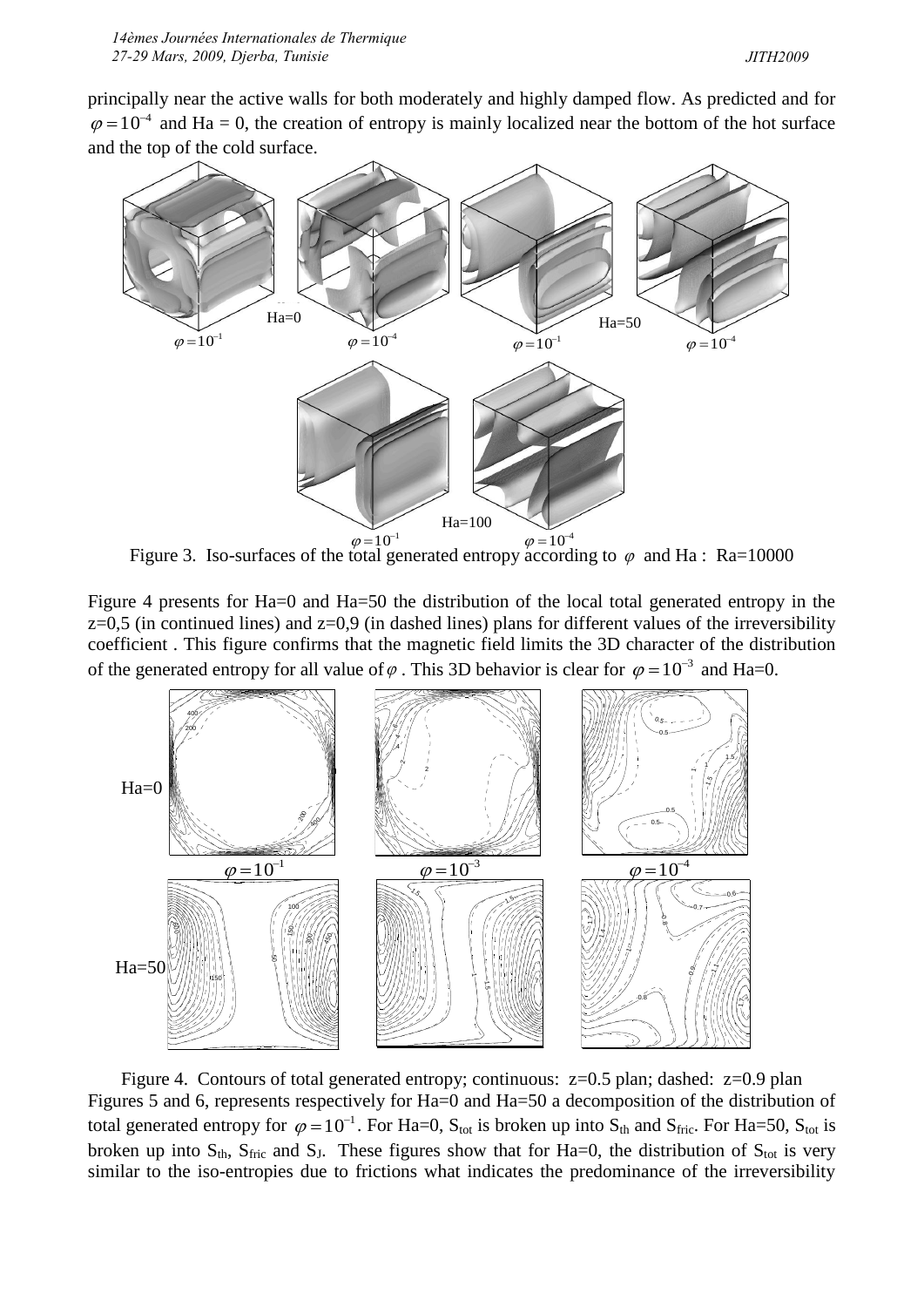principally near the active walls for both moderately and highly damped flow. As predicted and for $\varphi = 10^{-4}$ and Ha = 0, the creation of entropy is mainly localized near the bottom of the hot surface and the top of the cold surface.

Figure 3. Iso-surfaces of the total generated entropy according to $\varphi$ and Ha : Ra=10000

Figure 4 presents for Ha=0 and Ha=50 the distribution of the local total generated entropy in the z=0,5 (in continued lines) and z=0,9 (in dashed lines) plans for different values of the irreversibility coefficient . This figure confirms that the magnetic field limits the 3D character of the distribution of the generated entropy for all value of $\varphi$ . This 3D behavior is clear for $\varphi = 10^{-3}$ and Ha=0.

Figure 4. Contours of total generated entropy; continuous: z=0.5 plan; dashed: z=0.9 plan

Figures 5 and 6, represents respectively for Ha=0 and Ha=50 a decomposition of the distribution of total generated entropy for $\varphi = 10^{-1}$. For Ha=0, $S_{tot}$ is broken up into $S_{th}$ and $S_{fric}$. For Ha=50, $S_{tot}$ is broken up into $S_{th}$, $S_{fric}$ and $S_J$. These figures show that for Ha=0, the distribution of $S_{tot}$ is very similar to the iso-entropies due to frictions what indicates the predominance of the irreversibility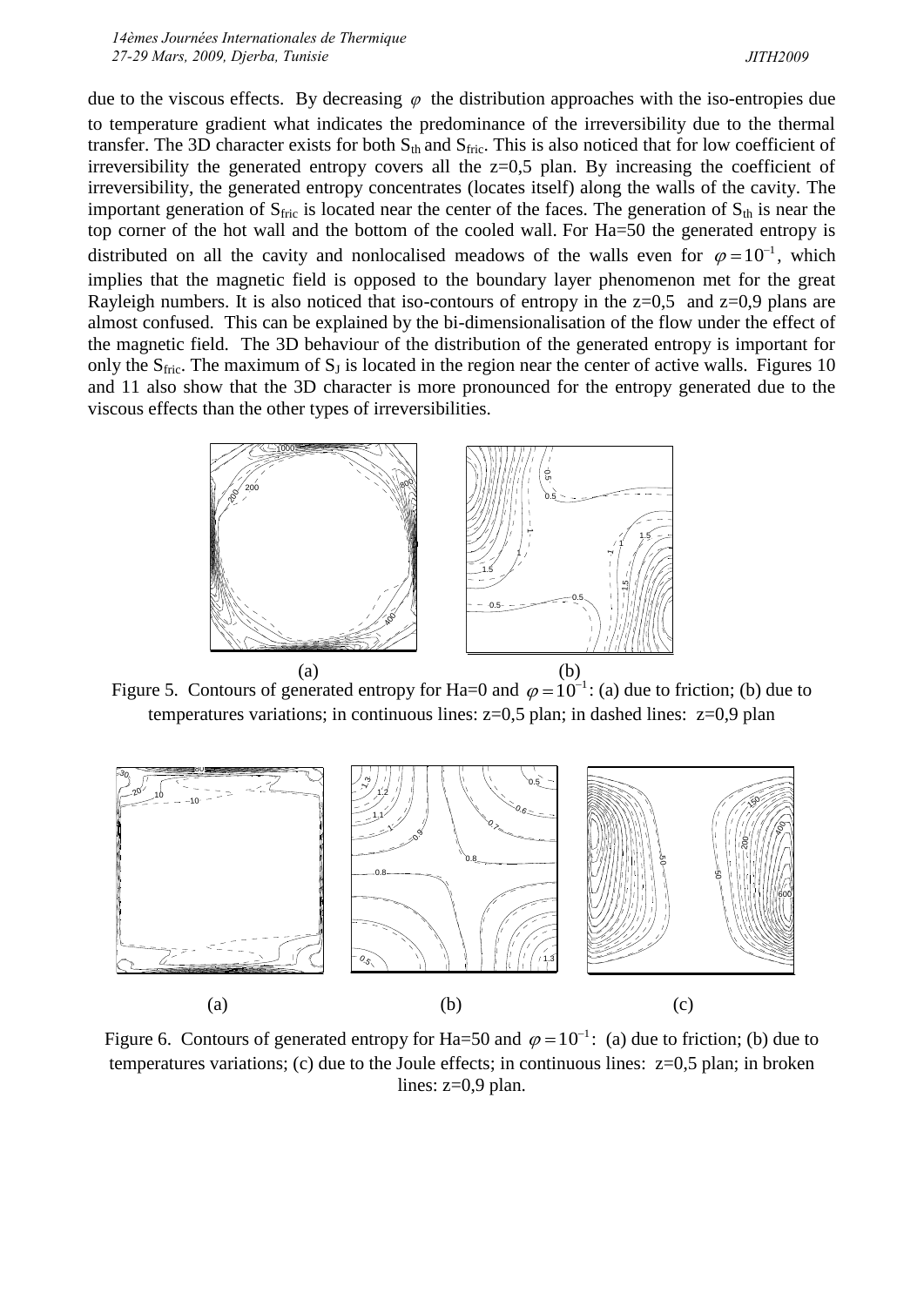due to the viscous effects. By decreasing $\varphi$ the distribution approaches with the iso-entropies due to temperature gradient what indicates the predominance of the irreversibility due to the thermal transfer. The 3D character exists for both $S_{th}$ and $S_{fric}$. This is also noticed that for low coefficient of irreversibility the generated entropy covers all the z=0,5 plan. By increasing the coefficient of irreversibility, the generated entropy concentrates (locates itself) along the walls of the cavity. The important generation of $S_{fric}$ is located near the center of the faces. The generation of $S_{th}$ is near the top corner of the hot wall and the bottom of the cooled wall. For Ha=50 the generated entropy is distributed on all the cavity and nonlocalised meadows of the walls even for $\varphi = 10^{-1}$, which implies that the magnetic field is opposed to the boundary layer phenomenon met for the great Rayleigh numbers. It is also noticed that iso-contours of entropy in the z=0,5 and z=0,9 plans are almost confused. This can be explained by the bi-dimensionalisation of the flow under the effect of the magnetic field. The 3D behaviour of the distribution of the generated entropy is important for only the $S_{fric}$. The maximum of $S_J$ is located in the region near the center of active walls. Figures 10 and 11 also show that the 3D character is more pronounced for the entropy generated due to the viscous effects than the other types of irreversibilities.

(a) (b)

Figure 5. Contours of generated entropy for Ha=0 and $\varphi = 10^{-1}$: (a) due to friction; (b) due to temperatures variations; in continuous lines: z=0,5 plan; in dashed lines: z=0,9 plan

(a) (b) (c)

Figure 6. Contours of generated entropy for Ha=50 and $\varphi = 10^{-1}$: (a) due to friction; (b) due to temperatures variations; (c) due to the Joule effects; in continuous lines: z=0,5 plan; in broken lines: z=0,9 plan.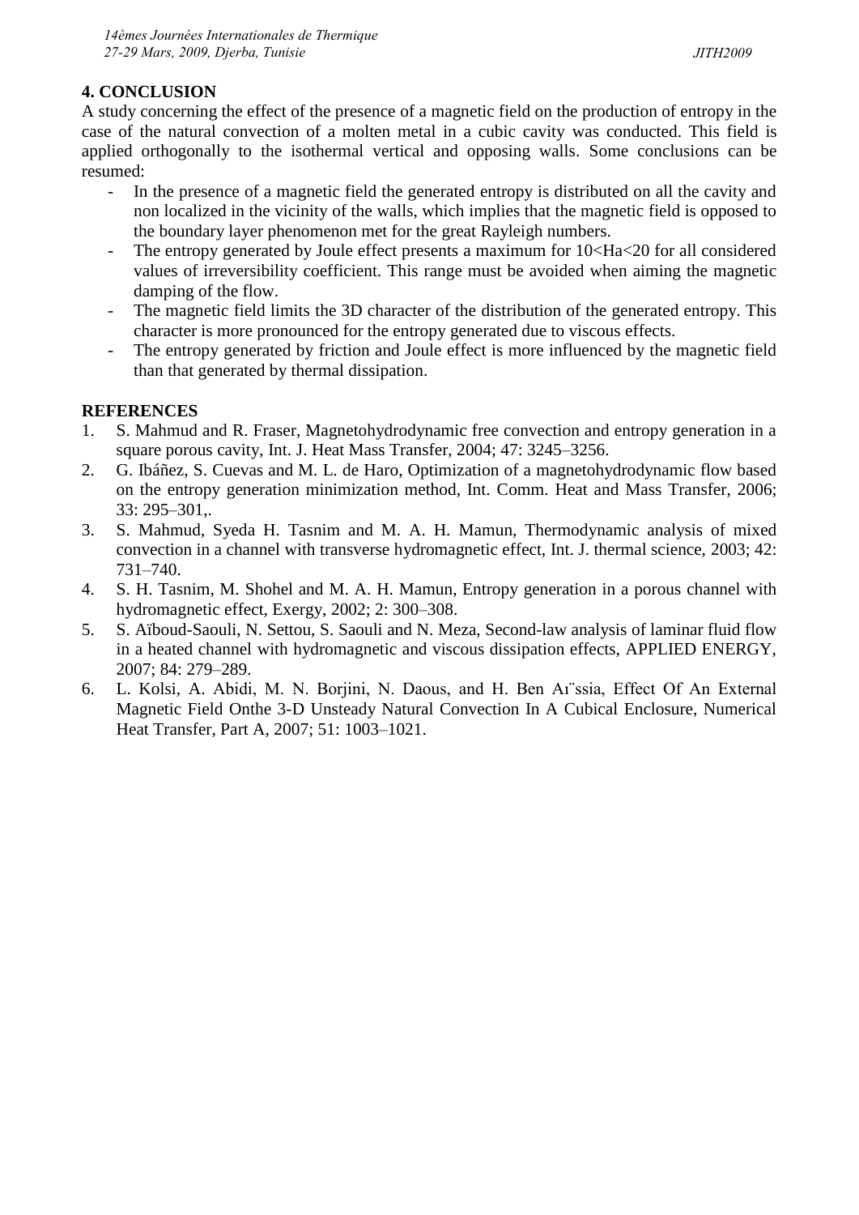## 4. CONCLUSION

A study concerning the effect of the presence of a magnetic field on the production of entropy in the case of the natural convection of a molten metal in a cubic cavity was conducted. This field is applied orthogonally to the isothermal vertical and opposing walls. Some conclusions can be resumed:

- In the presence of a magnetic field the generated entropy is distributed on all the cavity and non localized in the vicinity of the walls, which implies that the magnetic field is opposed to the boundary layer phenomenon met for the great Rayleigh numbers.
- The entropy generated by Joule effect presents a maximum for $10<Ha<20$ for all considered values of irreversibility coefficient. This range must be avoided when aiming the magnetic damping of the flow.
- The magnetic field limits the 3D character of the distribution of the generated entropy. This character is more pronounced for the entropy generated due to viscous effects.
- The entropy generated by friction and Joule effect is more influenced by the magnetic field than that generated by thermal dissipation.

## REFERENCES

1. S. Mahmud and R. Fraser, Magnetohydrodynamic free convection and entropy generation in a square porous cavity, Int. J. Heat Mass Transfer, 2004; 47: 3245–3256.
2. G. Ibáñez, S. Cuevas and M. L. de Haro, Optimization of a magnetohydrodynamic flow based on the entropy generation minimization method, Int. Comm. Heat and Mass Transfer, 2006; 33: 295–301,.
3. S. Mahmud, Syeda H. Tasnim and M. A. H. Mamun, Thermodynamic analysis of mixed convection in a channel with transverse hydromagnetic effect, Int. J. thermal science, 2003; 42: 731–740.
4. S. H. Tasnim, M. Shohel and M. A. H. Mamun, Entropy generation in a porous channel with hydromagnetic effect, Exergy, 2002; 2: 300–308.
5. S. Aïboud-Saouli, N. Settou, S. Saouli and N. Meza, Second-law analysis of laminar fluid flow in a heated channel with hydromagnetic and viscous dissipation effects, APPLIED ENERGY, 2007; 84: 279–289.
6. L. Kolsi, A. Abidi, M. N. Borjini, N. Daous, and H. Ben Aı¨ssia, Effect Of An External Magnetic Field Onthe 3-D Unsteady Natural Convection In A Cubical Enclosure, Numerical Heat Transfer, Part A, 2007; 51: 1003–1021.